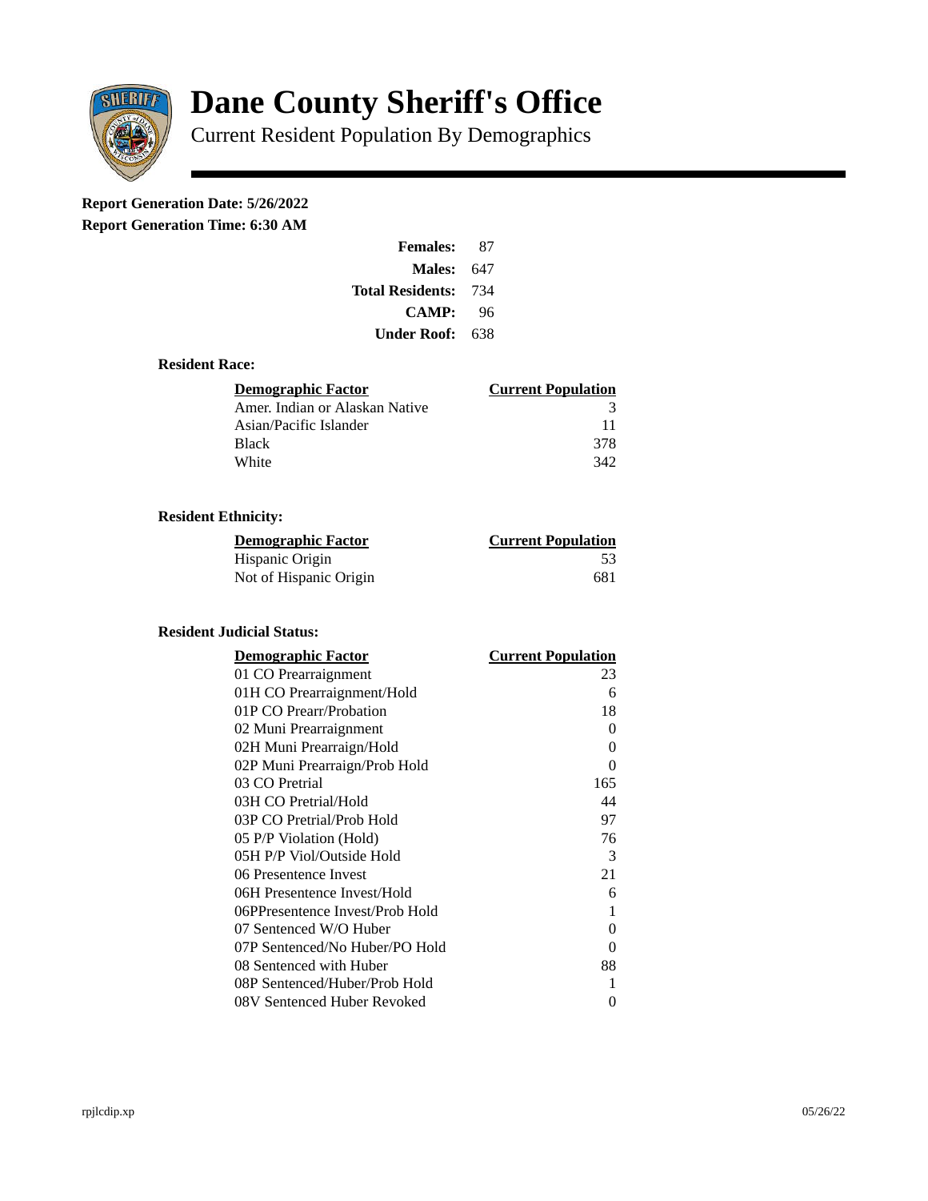# Dane County Sheriff's Office

Current Resident Population By Demographics

**Report Generation Date: 5/26/2022**

**Report Generation Time: 6:30 AM**

| | |
|---|---|
| **Females:** | 87 |
| **Males:** | 647 |
| **Total Residents:** | 734 |
| **CAMP:** | 96 |
| **Under Roof:** | 638 |

### Resident Race:

| Demographic Factor | Current Population |
|---|---|
| Amer. Indian or Alaskan Native | 3 |
| Asian/Pacific Islander | 11 |
| Black | 378 |
| White | 342 |

### Resident Ethnicity:

| Demographic Factor | Current Population |
|---|---|
| Hispanic Origin | 53 |
| Not of Hispanic Origin | 681 |

### Resident Judicial Status:

| Demographic Factor | Current Population |
|---|---|
| 01 CO Prearraignment | 23 |
| 01H CO Prearraignment/Hold | 6 |
| 01P CO Prearr/Probation | 18 |
| 02 Muni Prearraignment | 0 |
| 02H Muni Prearraign/Hold | 0 |
| 02P Muni Prearraign/Prob Hold | 0 |
| 03 CO Pretrial | 165 |
| 03H CO Pretrial/Hold | 44 |
| 03P CO Pretrial/Prob Hold | 97 |
| 05 P/P Violation (Hold) | 76 |
| 05H P/P Viol/Outside Hold | 3 |
| 06 Presentence Invest | 21 |
| 06H Presentence Invest/Hold | 6 |
| 06PPresentence Invest/Prob Hold | 1 |
| 07 Sentenced W/O Huber | 0 |
| 07P Sentenced/No Huber/PO Hold | 0 |
| 08 Sentenced with Huber | 88 |
| 08P Sentenced/Huber/Prob Hold | 1 |
| 08V Sentenced Huber Revoked | 0 |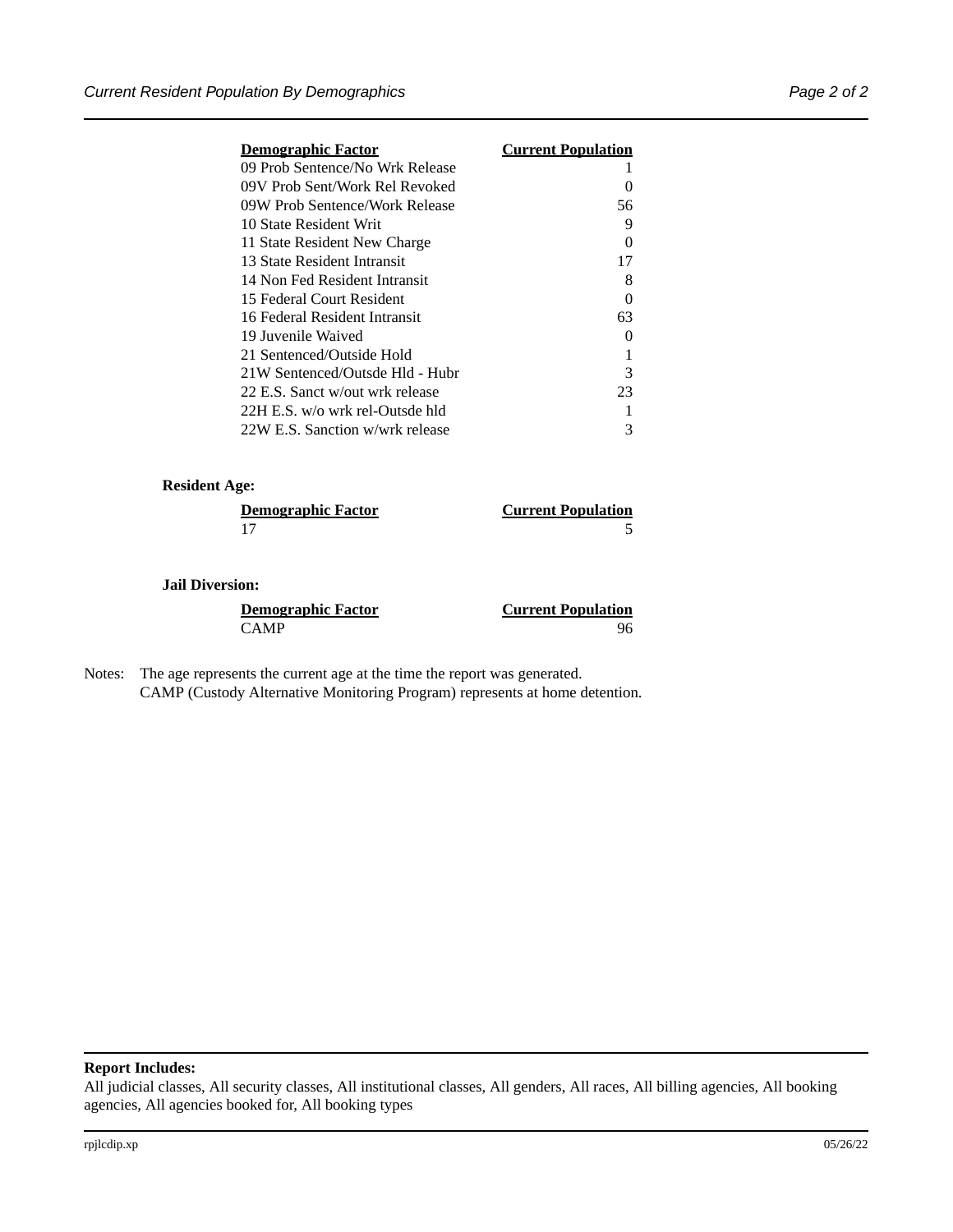| Demographic Factor | Current Population |
|---|---|
| 09 Prob Sentence/No Wrk Release | 1 |
| 09V Prob Sent/Work Rel Revoked | 0 |
| 09W Prob Sentence/Work Release | 56 |
| 10 State Resident Writ | 9 |
| 11 State Resident New Charge | 0 |
| 13 State Resident Intransit | 17 |
| 14 Non Fed Resident Intransit | 8 |
| 15 Federal Court Resident | 0 |
| 16 Federal Resident Intransit | 63 |
| 19 Juvenile Waived | 0 |
| 21 Sentenced/Outside Hold | 1 |
| 21W Sentenced/Outsde Hld - Hubr | 3 |
| 22 E.S. Sanct w/out wrk release | 23 |
| 22H E.S. w/o wrk rel-Outsde hld | 1 |
| 22W E.S. Sanction w/wrk release | 3 |

**Resident Age:**

| Demographic Factor | Current Population |
|---|---|
| 17 | 5 |

**Jail Diversion:**

| Demographic Factor | Current Population |
|---|---|
| CAMP | 96 |

Notes: The age represents the current age at the time the report was generated.
CAMP (Custody Alternative Monitoring Program) represents at home detention.

**Report Includes:**

All judicial classes, All security classes, All institutional classes, All genders, All races, All billing agencies, All booking agencies, All agencies booked for, All booking types

rpjlcdip.xp 05/26/22